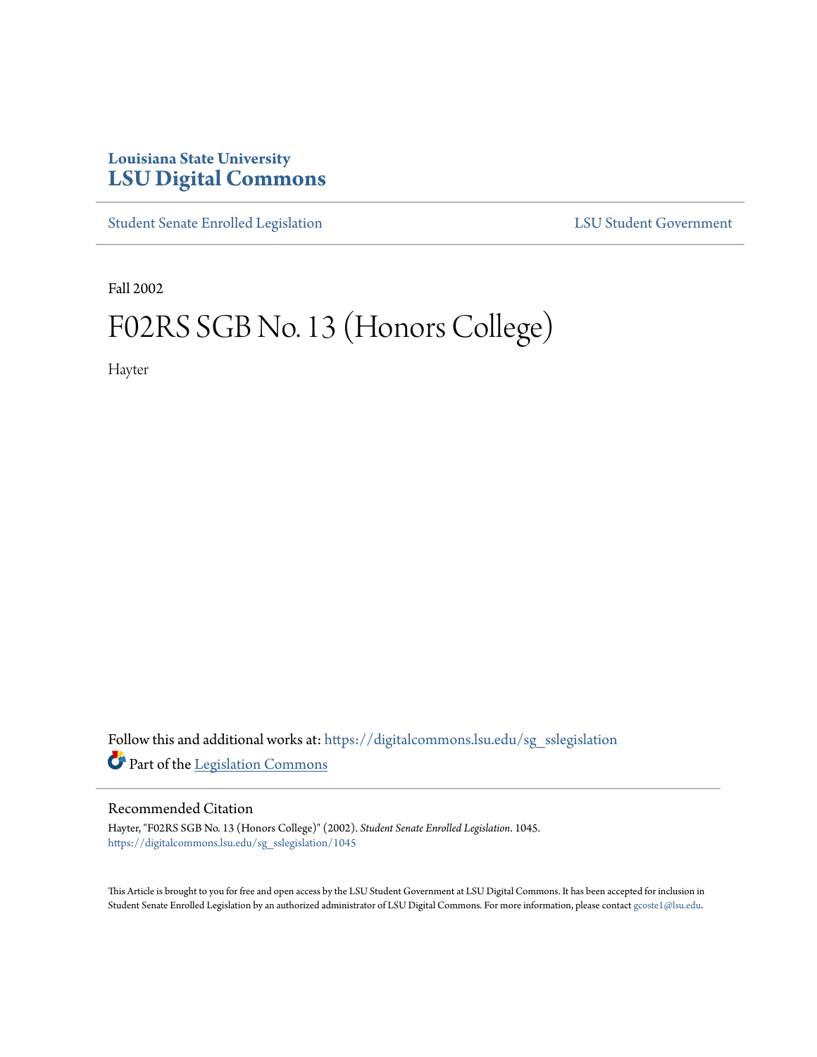Louisiana State University

# LSU Digital Commons

Student Senate Enrolled Legislation | LSU Student Government

Fall 2002

# F02RS SGB No. 13 (Honors College)

Hayter

Follow this and additional works at: https://digitalcommons.lsu.edu/sg_sslegislation

Part of the Legislation Commons

## Recommended Citation

Hayter, "F02RS SGB No. 13 (Honors College)" (2002). *Student Senate Enrolled Legislation*. 1045.
https://digitalcommons.lsu.edu/sg_sslegislation/1045

This Article is brought to you for free and open access by the LSU Student Government at LSU Digital Commons. It has been accepted for inclusion in Student Senate Enrolled Legislation by an authorized administrator of LSU Digital Commons. For more information, please contact gcoste1@lsu.edu.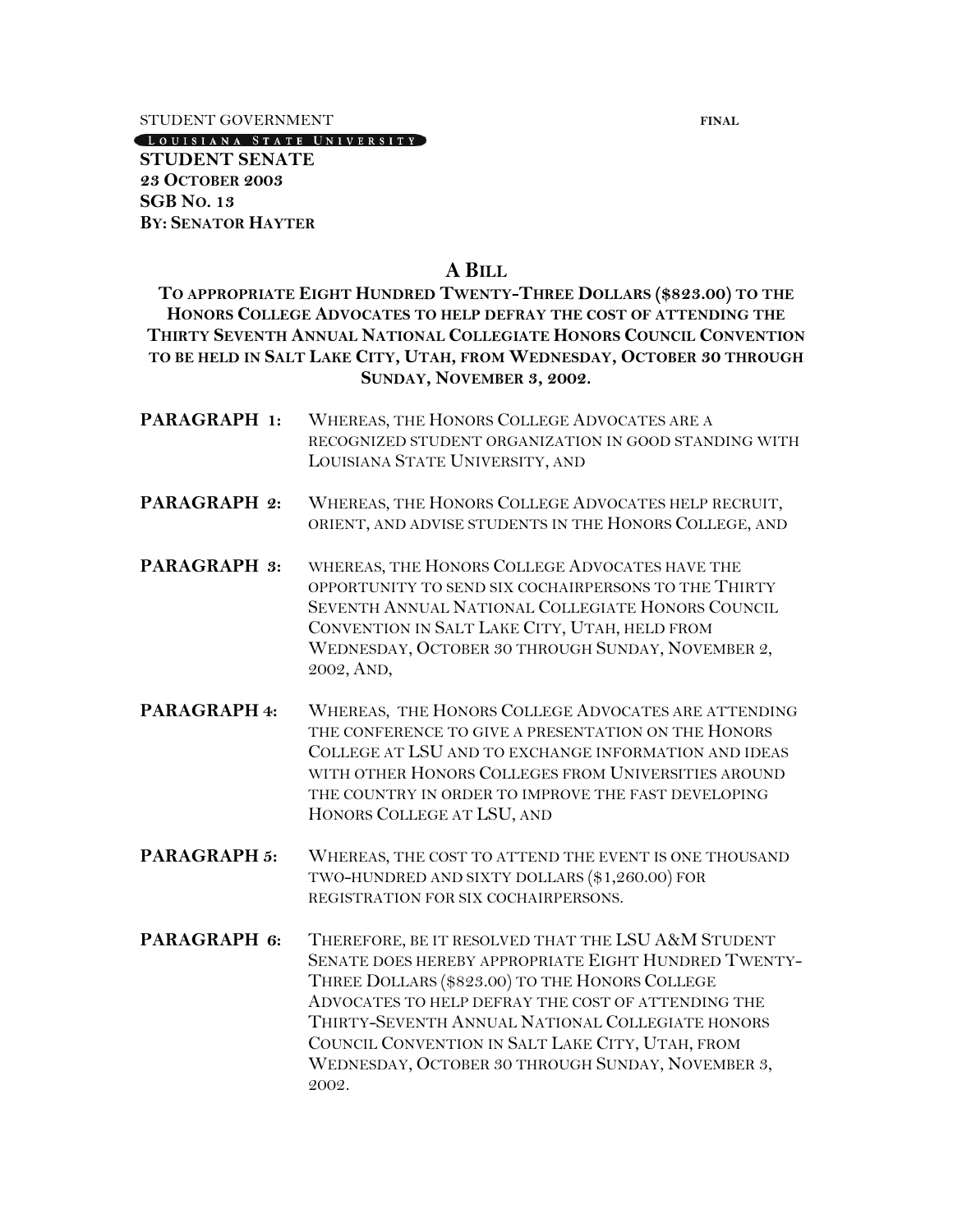STUDENT GOVERNMENT **FINAL**

LOUISIANA STATE UNIVERSITY

**STUDENT SENATE**
**23 OCTOBER 2003**
**SGB NO. 13**
**BY: SENATOR HAYTER**

## A BILL

### TO APPROPRIATE EIGHT HUNDRED TWENTY-THREE DOLLARS ($823.00) TO THE HONORS COLLEGE ADVOCATES TO HELP DEFRAY THE COST OF ATTENDING THE THIRTY SEVENTH ANNUAL NATIONAL COLLEGIATE HONORS COUNCIL CONVENTION TO BE HELD IN SALT LAKE CITY, UTAH, FROM WEDNESDAY, OCTOBER 30 THROUGH SUNDAY, NOVEMBER 3, 2002.

**PARAGRAPH 1:** WHEREAS, THE HONORS COLLEGE ADVOCATES ARE A RECOGNIZED STUDENT ORGANIZATION IN GOOD STANDING WITH LOUISIANA STATE UNIVERSITY, AND

**PARAGRAPH 2:** WHEREAS, THE HONORS COLLEGE ADVOCATES HELP RECRUIT, ORIENT, AND ADVISE STUDENTS IN THE HONORS COLLEGE, AND

**PARAGRAPH 3:** WHEREAS, THE HONORS COLLEGE ADVOCATES HAVE THE OPPORTUNITY TO SEND SIX COCHAIRPERSONS TO THE THIRTY SEVENTH ANNUAL NATIONAL COLLEGIATE HONORS COUNCIL CONVENTION IN SALT LAKE CITY, UTAH, HELD FROM WEDNESDAY, OCTOBER 30 THROUGH SUNDAY, NOVEMBER 2, 2002, AND,

**PARAGRAPH 4:** WHEREAS, THE HONORS COLLEGE ADVOCATES ARE ATTENDING THE CONFERENCE TO GIVE A PRESENTATION ON THE HONORS COLLEGE AT LSU AND TO EXCHANGE INFORMATION AND IDEAS WITH OTHER HONORS COLLEGES FROM UNIVERSITIES AROUND THE COUNTRY IN ORDER TO IMPROVE THE FAST DEVELOPING HONORS COLLEGE AT LSU, AND

**PARAGRAPH 5:** WHEREAS, THE COST TO ATTEND THE EVENT IS ONE THOUSAND TWO-HUNDRED AND SIXTY DOLLARS ($1,260.00) FOR REGISTRATION FOR SIX COCHAIRPERSONS.

**PARAGRAPH 6:** THEREFORE, BE IT RESOLVED THAT THE LSU A&M STUDENT SENATE DOES HEREBY APPROPRIATE EIGHT HUNDRED TWENTY-THREE DOLLARS ($823.00) TO THE HONORS COLLEGE ADVOCATES TO HELP DEFRAY THE COST OF ATTENDING THE THIRTY-SEVENTH ANNUAL NATIONAL COLLEGIATE HONORS COUNCIL CONVENTION IN SALT LAKE CITY, UTAH, FROM WEDNESDAY, OCTOBER 30 THROUGH SUNDAY, NOVEMBER 3, 2002.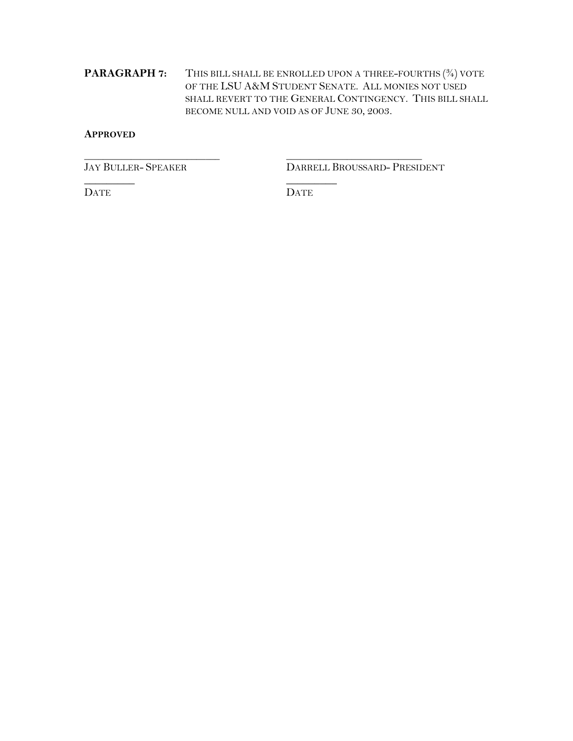**PARAGRAPH 7:** THIS BILL SHALL BE ENROLLED UPON A THREE-FOURTHS (¾) VOTE OF THE LSU A&M STUDENT SENATE. ALL MONIES NOT USED SHALL REVERT TO THE GENERAL CONTINGENCY. THIS BILL SHALL BECOME NULL AND VOID AS OF JUNE 30, 2003.

**APPROVED**

| | |
|---|---|
| ______________________________ | ______________________________ |
| JAY BULLER- SPEAKER | DARRELL BROUSSARD- PRESIDENT |
| __________ | __________ |
| DATE | DATE |